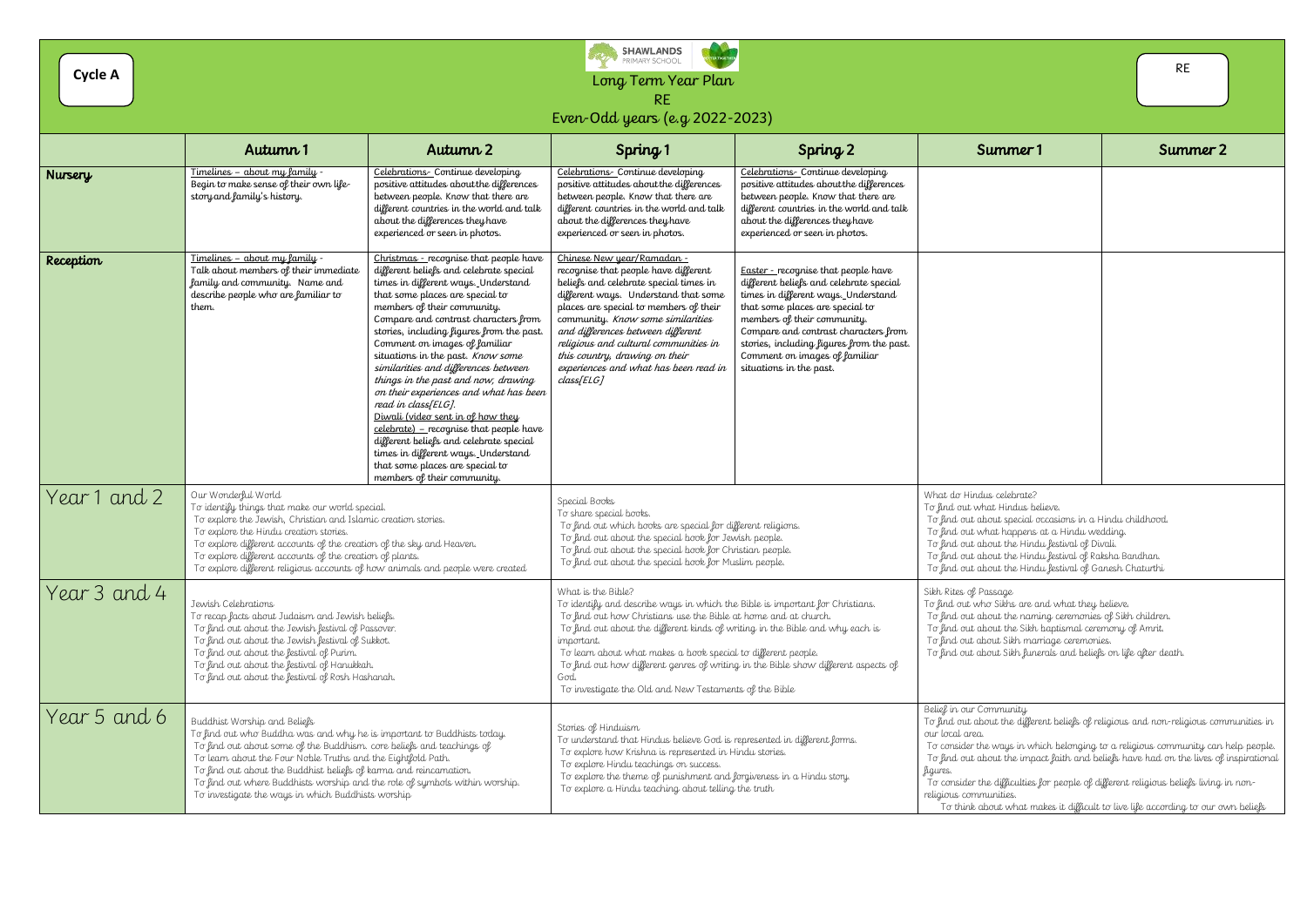Cycle A

SHAWLANDS PRIMARY SCHOOL

RE

# Long Term Year Plan

## RE

### Even-Odd years (e.g 2022-2023)

| | Autumn 1 | Autumn 2 | Spring 1 | Spring 2 | Summer 1 | Summer 2 |
|---|---|---|---|---|---|---|
| **Nursery** | Timelines – about my family - Begin to make sense of their own life-story and family's history. | Celebrations- Continue developing positive attitudes about the differences between people. Know that there are different countries in the world and talk about the differences they have experienced or seen in photos. | Celebrations- Continue developing positive attitudes about the differences between people. Know that there are different countries in the world and talk about the differences they have experienced or seen in photos. | Celebrations- Continue developing positive attitudes about the differences between people. Know that there are different countries in the world and talk about the differences they have experienced or seen in photos. | | |
| **Reception** | Timelines – about my family - Talk about members of their immediate family and community. Name and describe people who are familiar to them. | Christmas - recognise that people have different beliefs and celebrate special times in different ways. Understand that some places are special to members of their community. Compare and contrast characters from stories, including figures from the past. Comment on images of familiar situations in the past. *Know some similarities and differences between things in the past and now, drawing on their experiences and what has been read in class[ELG].* Diwali (video sent in of how they celebrate) – recognise that people have different beliefs and celebrate special times in different ways. Understand that some places are special to members of their community. | Chinese New year/Ramadan - recognise that people have different beliefs and celebrate special times in different ways. Understand that some places are special to members of their community. *Know some similarities and differences between different religious and cultural communities in this country, drawing on their experiences and what has been read in class[ELG]* | Easter - recognise that people have different beliefs and celebrate special times in different ways. Understand that some places are special to members of their community. Compare and contrast characters from stories, including figures from the past. Comment on images of familiar situations in the past. | | |
| **Year 1 and 2** | Our Wonderful World<br>To identify things that make our world special.<br>To explore the Jewish, Christian and Islamic creation stories.<br>To explore the Hindu creation stories.<br>To explore different accounts of the creation of the sky and Heaven.<br>To explore different accounts of the creation of plants.<br>To explore different religious accounts of how animals and people were created | | Special Books<br>To share special books.<br>To find out which books are special for different religions.<br>To find out about the special book for Jewish people.<br>To find out about the special book for Christian people.<br>To find out about the special book for Muslim people. | | What do Hindus celebrate?<br>To find out what Hindus believe.<br>To find out about special occasions in a Hindu childhood.<br>To find out what happens at a Hindu wedding.<br>To find out about the Hindu festival of Divali.<br>To find out about the Hindu festival of Raksha Bandhan.<br>To find out about the Hindu festival of Ganesh Chaturthi | |
| **Year 3 and 4** | Jewish Celebrations<br>To recap facts about Judaism and Jewish beliefs.<br>To find out about the Jewish festival of Passover.<br>To find out about the Jewish festival of Sukkot.<br>To find out about the festival of Purim.<br>To find out about the festival of Hanukkah.<br>To find out about the festival of Rosh Hashanah. | | What is the Bible?<br>To identify and describe ways in which the Bible is important for Christians.<br>To find out how Christians use the Bible at home and at church.<br>To find out about the different kinds of writing in the Bible and why each is important.<br>To learn about what makes a book special to different people.<br>To find out how different genres of writing in the Bible show different aspects of God.<br>To investigate the Old and New Testaments of the Bible | | Sikh Rites of Passage<br>To find out who Sikhs are and what they believe.<br>To find out about the naming ceremonies of Sikh children.<br>To find out about the Sikh baptismal ceremony of Amrit.<br>To find out about Sikh marriage ceremonies.<br>To find out about Sikh funerals and beliefs on life after death. | |
| **Year 5 and 6** | Buddhist Worship and Beliefs<br>To find out who Buddha was and why he is important to Buddhists today.<br>To find out about some of the Buddhism core beliefs and teachings of<br>To learn about the Four Noble Truths and the Eightfold Path.<br>To find out about the Buddhist beliefs of karma and reincarnation.<br>To find out where Buddhists worship and the role of symbols within worship.<br>To investigate the ways in which Buddhists worship | | Stories of Hinduism<br>To understand that Hindus believe God is represented in different forms.<br>To explore how Krishna is represented in Hindu stories.<br>To explore Hindu teachings on success.<br>To explore the theme of punishment and forgiveness in a Hindu story.<br>To explore a Hindu teaching about telling the truth | | Belief in our Community<br>To find out about the different beliefs of religious and non-religious communities in our local area.<br>To consider the ways in which belonging to a religious community can help people.<br>To find out about the impact faith and beliefs have had on the lives of inspirational figures.<br>To consider the difficulties for people of different religious beliefs living in non-religious communities.<br>To think about what makes it difficult to live life according to our own beliefs | |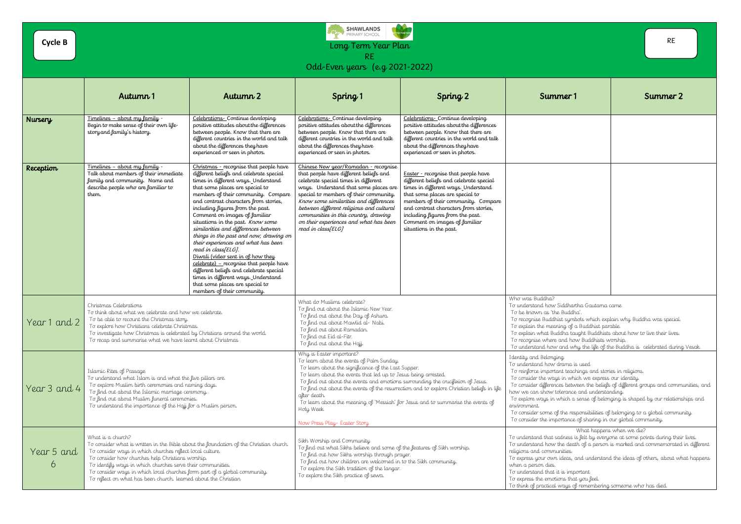**Cycle B**

**RE**

# Long Term Year Plan
## RE
### Odd-Even years (e.g 2021-2022)

| | Autumn 1 | Autumn 2 | Spring 1 | Spring 2 | Summer 1 | Summer 2 |
|---|---|---|---|---|---|---|
| **Nursery** | Timelines – about my family - Begin to make sense of their own life-story and family's history. | Celebrations- Continue developing positive attitudes about the differences between people. Know that there are different countries in the world and talk about the differences they have experienced or seen in photos. | Celebrations- Continue developing positive attitudes about the differences between people. Know that there are different countries in the world and talk about the differences they have experienced or seen in photos. | Celebrations- Continue developing positive attitudes about the differences between people. Know that there are different countries in the world and talk about the differences they have experienced or seen in photos. | | |
| **Reception** | Timelines – about my family - Talk about members of their immediate family and community. Name and describe people who are familiar to them. | Christmas - recognise that people have different beliefs and celebrate special times in different ways. Understand that some places are special to members of their community. Compare and contrast characters from stories, including figures from the past. Comment on images of familiar situations in the past. *Know some similarities and differences between things in the past and now, drawing on their experiences and what has been read in class[ELG].* Diwali (video sent in of how they celebrate) – recognise that people have different beliefs and celebrate special times in different ways. Understand that some places are special to members of their community. | Chinese New year/Ramadan - recognise that people have different beliefs and celebrate special times in different ways. Understand that some places are special to members of their community. *Know some similarities and differences between different religious and cultural communities in this country, drawing on their experiences and what has been read in class[ELG]* | Easter - recognise that people have different beliefs and celebrate special times in different ways. Understand that some places are special to members of their community. Compare and contrast characters from stories, including figures from the past. Comment on images of familiar situations in the past. | | |
| **Year 1 and 2** | Christmas Celebrations<br>To think about what we celebrate and how we celebrate.<br>To be able to recount the Christmas story.<br>To explore how Christians celebrate Christmas.<br>To investigate how Christmas is celebrated by Christians around the world.<br>To recap and summarise what we have learnt about Christmas | | What do Muslims celebrate?<br>To find out about the Islamic New Year.<br>To find out about the Day of Ashura.<br>To find out about Mawlid al- Nabi.<br>To find out about Ramadan.<br>To find out Eid al-Fitr.<br>To find out about the Hajj. | | Who was Buddha?<br>To understand how Siddhartha Gautama came To be known as 'the Buddha'.<br>To recognise Buddhist symbols which explain why Buddha was special.<br>To explain the meaning of a Buddhist parable.<br>To explain what Buddha taught Buddhists about how to live their lives.<br>To recognise where and how Buddhists worship.<br>To understand how and why the life of the Buddha is celebrated during Vesak. | |
| **Year 3 and 4** | Islamic Rites of Passage<br>To understand what Islam is and what the five pillars are.<br>To explore Muslim birth ceremonies and naming days.<br>To find out about the Islamic marriage ceremony.<br>To find out about Muslim funeral ceremonies.<br>To understand the importance of the Hajj for a Muslim person. | | Why is Easter important?<br>To learn about the events of Palm Sunday.<br>To learn about the significance of the Last Supper.<br>To learn about the events that led up to Jesus being arrested.<br>To find out about the events and emotions surrounding the crucifixion of Jesus.<br>To find out about the events of the resurrection and to explore Christian beliefs in life after death.<br>To learn about the meaning of 'Messiah' for Jesus and to summarise the events of Holy Week.<br>Now Press Play- Easter Story | | Identity and Belonging<br>To understand how drama is used.<br>To reinforce important teachings and stories in religions.<br>To consider the ways in which we express our identity.<br>To consider differences between the beliefs of different groups and communities, and how we can show tolerance and understanding.<br>To explore ways in which a sense of belonging is shaped by our relationships and environment.<br>To consider some of the responsibilities of belonging to a global community.<br>To consider the importance of sharing in our global community. | |
| **Year 5 and 6** | What is a church?<br>To consider what is written in the Bible about the foundation of the Christian church.<br>To consider ways in which churches reflect local culture.<br>To consider how churches help Christians worship.<br>To identify ways in which churches serve their communities.<br>To consider ways in which local churches form part of a global community.<br>To reflect on what has been church. learned about the Christian | | Sikh Worship and Community<br>To find out what Sikhs believe and some of the features of Sikh worship.<br>To find out how Sikhs worship through prayer.<br>To find out how children are welcomed in to the Sikh community.<br>To explore the Sikh tradition of the langar.<br>To explore the Sikh practice of sewa. | | What happens when we die?<br>To understand that sadness is felt by everyone at some points during their lives.<br>To understand how the death of a person is marked and commemorated in different religions and communities.<br>To express your own ideas, and understand the ideas of others, about what happens when a person dies.<br>To understand that it is important<br>To express the emotions that you feel.<br>To think of practical ways of remembering someone who has died. | |